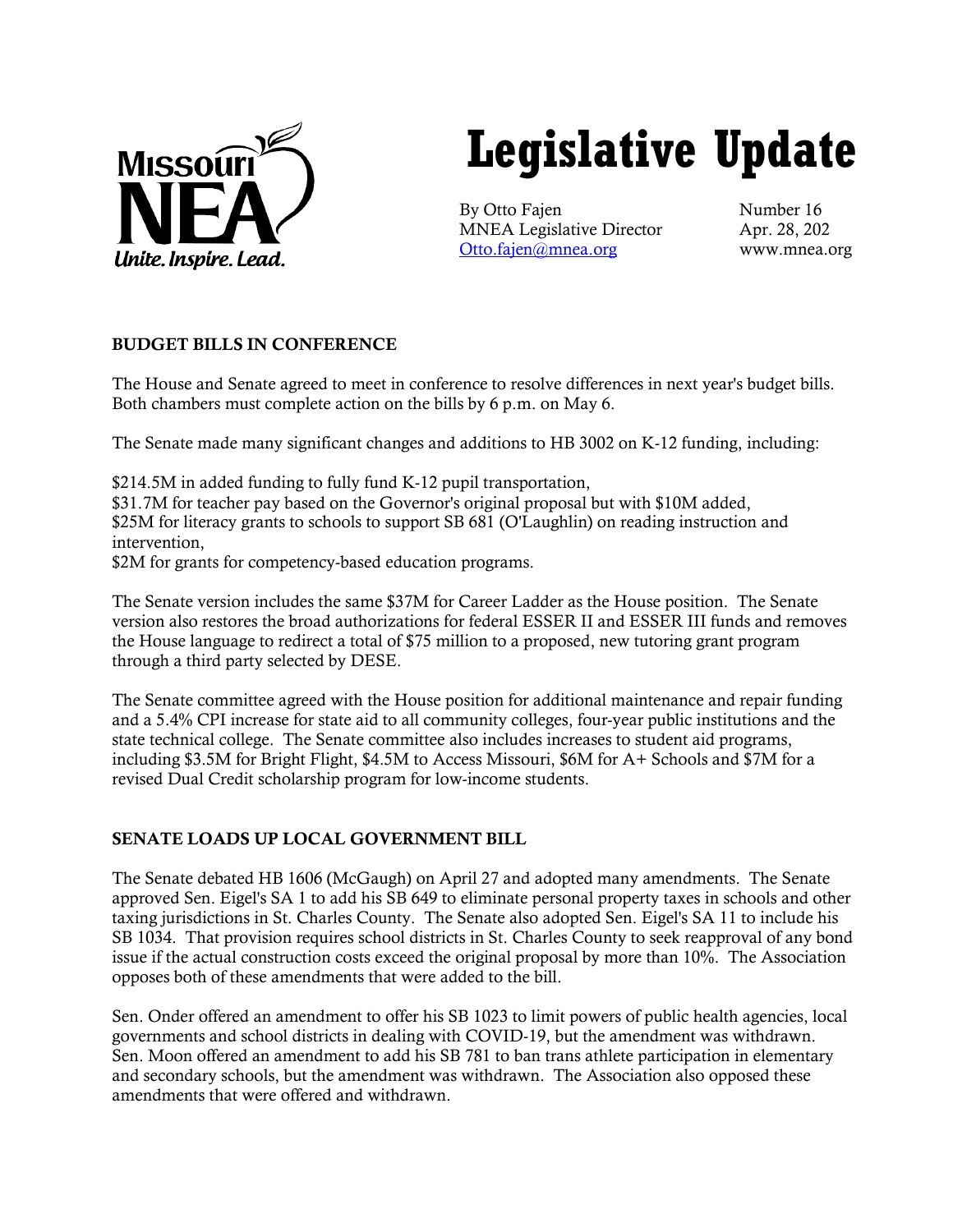# Legislative Update

By Otto Fajen
MNEA Legislative Director
Otto.fajen@mnea.org

Number 16
Apr. 28, 202
www.mnea.org

## BUDGET BILLS IN CONFERENCE

The House and Senate agreed to meet in conference to resolve differences in next year's budget bills. Both chambers must complete action on the bills by 6 p.m. on May 6.

The Senate made many significant changes and additions to HB 3002 on K-12 funding, including:

$214.5M in added funding to fully fund K-12 pupil transportation,
$31.7M for teacher pay based on the Governor's original proposal but with $10M added,
$25M for literacy grants to schools to support SB 681 (O'Laughlin) on reading instruction and intervention,
$2M for grants for competency-based education programs.

The Senate version includes the same $37M for Career Ladder as the House position. The Senate version also restores the broad authorizations for federal ESSER II and ESSER III funds and removes the House language to redirect a total of $75 million to a proposed, new tutoring grant program through a third party selected by DESE.

The Senate committee agreed with the House position for additional maintenance and repair funding and a 5.4% CPI increase for state aid to all community colleges, four-year public institutions and the state technical college. The Senate committee also includes increases to student aid programs, including $3.5M for Bright Flight, $4.5M to Access Missouri, $6M for A+ Schools and $7M for a revised Dual Credit scholarship program for low-income students.

## SENATE LOADS UP LOCAL GOVERNMENT BILL

The Senate debated HB 1606 (McGaugh) on April 27 and adopted many amendments. The Senate approved Sen. Eigel's SA 1 to add his SB 649 to eliminate personal property taxes in schools and other taxing jurisdictions in St. Charles County. The Senate also adopted Sen. Eigel's SA 11 to include his SB 1034. That provision requires school districts in St. Charles County to seek reapproval of any bond issue if the actual construction costs exceed the original proposal by more than 10%. The Association opposes both of these amendments that were added to the bill.

Sen. Onder offered an amendment to offer his SB 1023 to limit powers of public health agencies, local governments and school districts in dealing with COVID-19, but the amendment was withdrawn. Sen. Moon offered an amendment to add his SB 781 to ban trans athlete participation in elementary and secondary schools, but the amendment was withdrawn. The Association also opposed these amendments that were offered and withdrawn.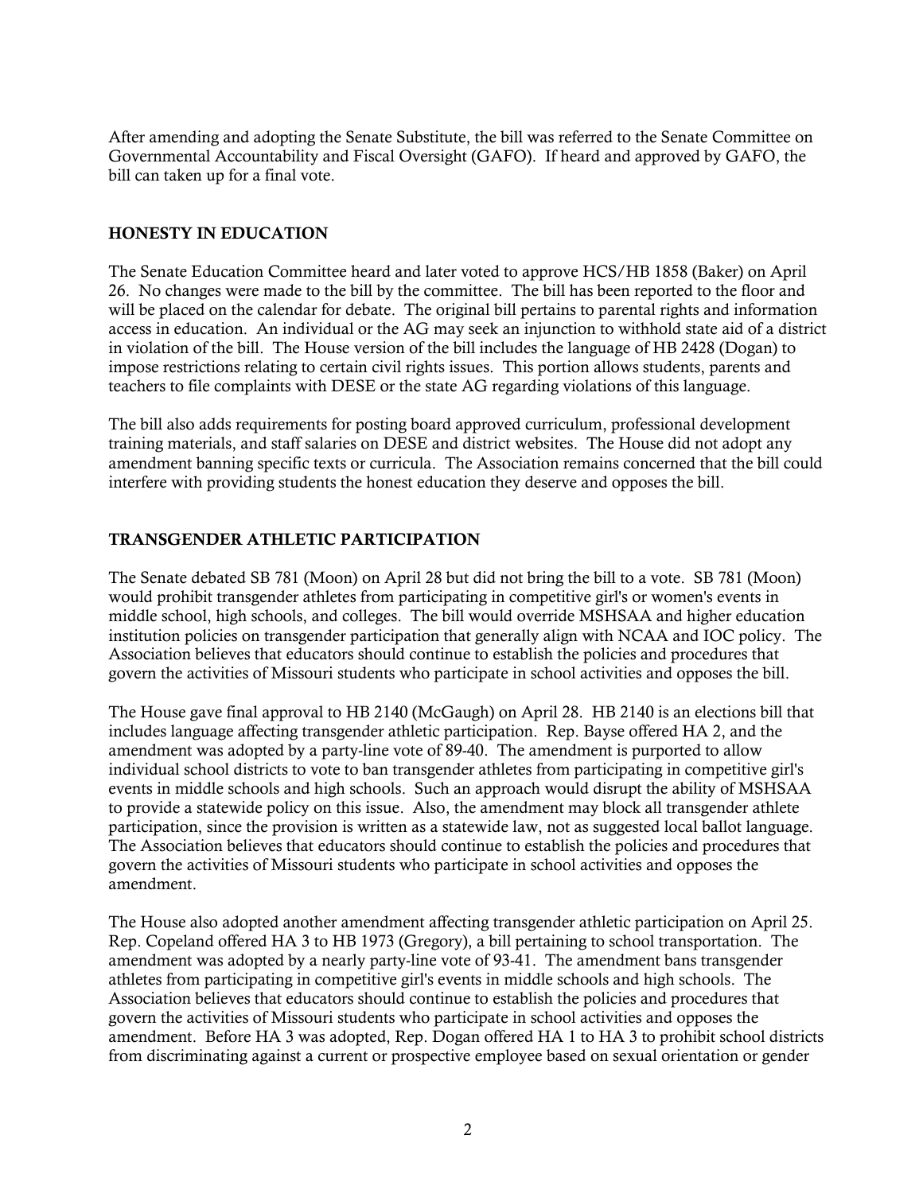After amending and adopting the Senate Substitute, the bill was referred to the Senate Committee on Governmental Accountability and Fiscal Oversight (GAFO). If heard and approved by GAFO, the bill can taken up for a final vote.

## HONESTY IN EDUCATION

The Senate Education Committee heard and later voted to approve HCS/HB 1858 (Baker) on April 26. No changes were made to the bill by the committee. The bill has been reported to the floor and will be placed on the calendar for debate. The original bill pertains to parental rights and information access in education. An individual or the AG may seek an injunction to withhold state aid of a district in violation of the bill. The House version of the bill includes the language of HB 2428 (Dogan) to impose restrictions relating to certain civil rights issues. This portion allows students, parents and teachers to file complaints with DESE or the state AG regarding violations of this language.

The bill also adds requirements for posting board approved curriculum, professional development training materials, and staff salaries on DESE and district websites. The House did not adopt any amendment banning specific texts or curricula. The Association remains concerned that the bill could interfere with providing students the honest education they deserve and opposes the bill.

## TRANSGENDER ATHLETIC PARTICIPATION

The Senate debated SB 781 (Moon) on April 28 but did not bring the bill to a vote. SB 781 (Moon) would prohibit transgender athletes from participating in competitive girl's or women's events in middle school, high schools, and colleges. The bill would override MSHSAA and higher education institution policies on transgender participation that generally align with NCAA and IOC policy. The Association believes that educators should continue to establish the policies and procedures that govern the activities of Missouri students who participate in school activities and opposes the bill.

The House gave final approval to HB 2140 (McGaugh) on April 28. HB 2140 is an elections bill that includes language affecting transgender athletic participation. Rep. Bayse offered HA 2, and the amendment was adopted by a party-line vote of 89-40. The amendment is purported to allow individual school districts to vote to ban transgender athletes from participating in competitive girl's events in middle schools and high schools. Such an approach would disrupt the ability of MSHSAA to provide a statewide policy on this issue. Also, the amendment may block all transgender athlete participation, since the provision is written as a statewide law, not as suggested local ballot language. The Association believes that educators should continue to establish the policies and procedures that govern the activities of Missouri students who participate in school activities and opposes the amendment.

The House also adopted another amendment affecting transgender athletic participation on April 25. Rep. Copeland offered HA 3 to HB 1973 (Gregory), a bill pertaining to school transportation. The amendment was adopted by a nearly party-line vote of 93-41. The amendment bans transgender athletes from participating in competitive girl's events in middle schools and high schools. The Association believes that educators should continue to establish the policies and procedures that govern the activities of Missouri students who participate in school activities and opposes the amendment. Before HA 3 was adopted, Rep. Dogan offered HA 1 to HA 3 to prohibit school districts from discriminating against a current or prospective employee based on sexual orientation or gender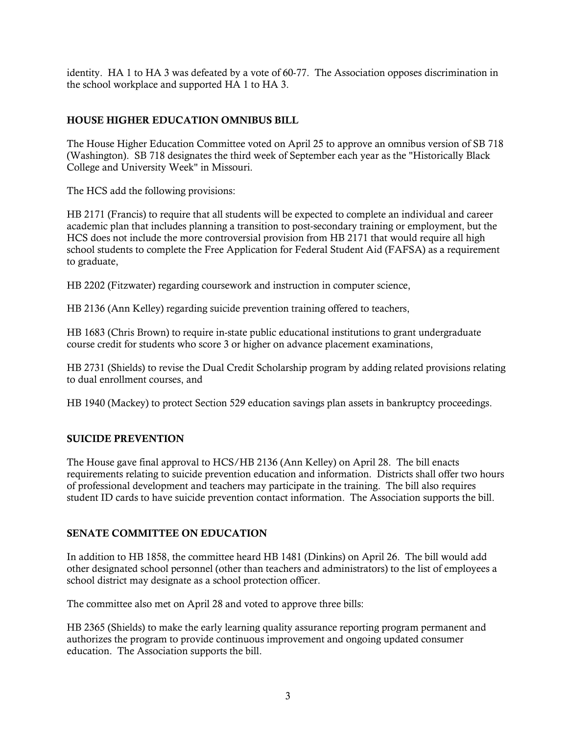identity. HA 1 to HA 3 was defeated by a vote of 60-77. The Association opposes discrimination in the school workplace and supported HA 1 to HA 3.

## HOUSE HIGHER EDUCATION OMNIBUS BILL

The House Higher Education Committee voted on April 25 to approve an omnibus version of SB 718 (Washington). SB 718 designates the third week of September each year as the "Historically Black College and University Week" in Missouri.

The HCS add the following provisions:

HB 2171 (Francis) to require that all students will be expected to complete an individual and career academic plan that includes planning a transition to post-secondary training or employment, but the HCS does not include the more controversial provision from HB 2171 that would require all high school students to complete the Free Application for Federal Student Aid (FAFSA) as a requirement to graduate,

HB 2202 (Fitzwater) regarding coursework and instruction in computer science,

HB 2136 (Ann Kelley) regarding suicide prevention training offered to teachers,

HB 1683 (Chris Brown) to require in-state public educational institutions to grant undergraduate course credit for students who score 3 or higher on advance placement examinations,

HB 2731 (Shields) to revise the Dual Credit Scholarship program by adding related provisions relating to dual enrollment courses, and

HB 1940 (Mackey) to protect Section 529 education savings plan assets in bankruptcy proceedings.

## SUICIDE PREVENTION

The House gave final approval to HCS/HB 2136 (Ann Kelley) on April 28. The bill enacts requirements relating to suicide prevention education and information. Districts shall offer two hours of professional development and teachers may participate in the training. The bill also requires student ID cards to have suicide prevention contact information. The Association supports the bill.

## SENATE COMMITTEE ON EDUCATION

In addition to HB 1858, the committee heard HB 1481 (Dinkins) on April 26. The bill would add other designated school personnel (other than teachers and administrators) to the list of employees a school district may designate as a school protection officer.

The committee also met on April 28 and voted to approve three bills:

HB 2365 (Shields) to make the early learning quality assurance reporting program permanent and authorizes the program to provide continuous improvement and ongoing updated consumer education. The Association supports the bill.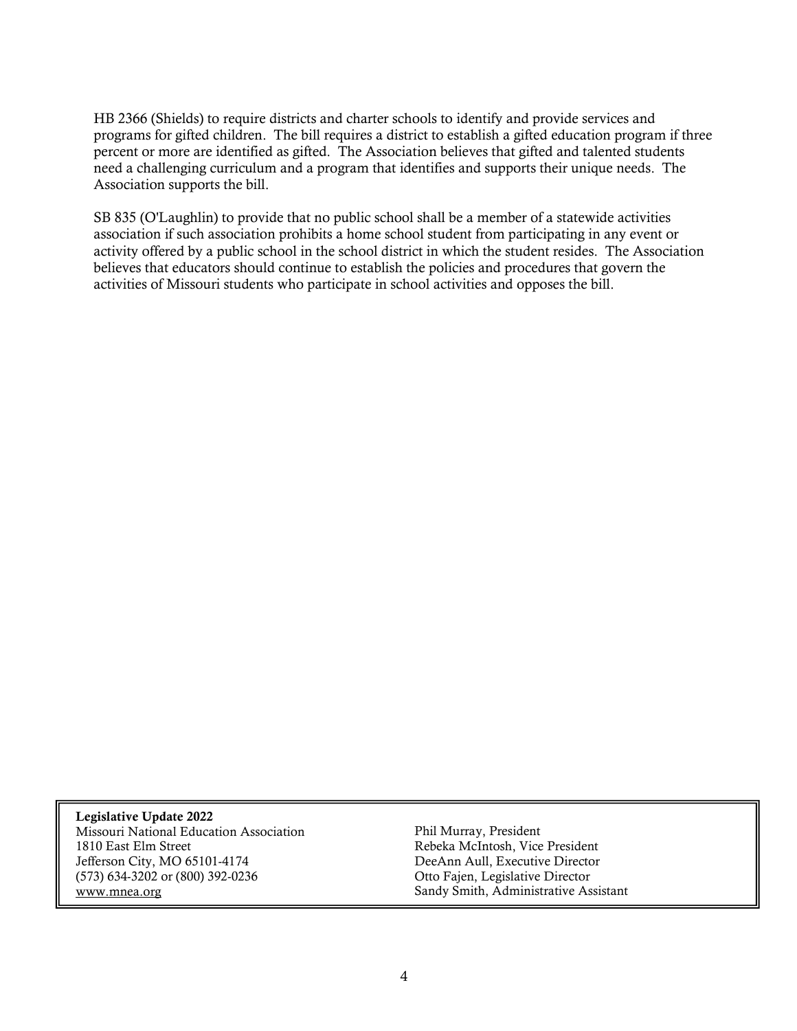HB 2366 (Shields) to require districts and charter schools to identify and provide services and programs for gifted children. The bill requires a district to establish a gifted education program if three percent or more are identified as gifted. The Association believes that gifted and talented students need a challenging curriculum and a program that identifies and supports their unique needs. The Association supports the bill.

SB 835 (O'Laughlin) to provide that no public school shall be a member of a statewide activities association if such association prohibits a home school student from participating in any event or activity offered by a public school in the school district in which the student resides. The Association believes that educators should continue to establish the policies and procedures that govern the activities of Missouri students who participate in school activities and opposes the bill.

**Legislative Update 2022**
Missouri National Education Association
1810 East Elm Street
Jefferson City, MO 65101-4174
(573) 634-3202 or (800) 392-0236
www.mnea.org

Phil Murray, President
Rebeka McIntosh, Vice President
DeeAnn Aull, Executive Director
Otto Fajen, Legislative Director
Sandy Smith, Administrative Assistant